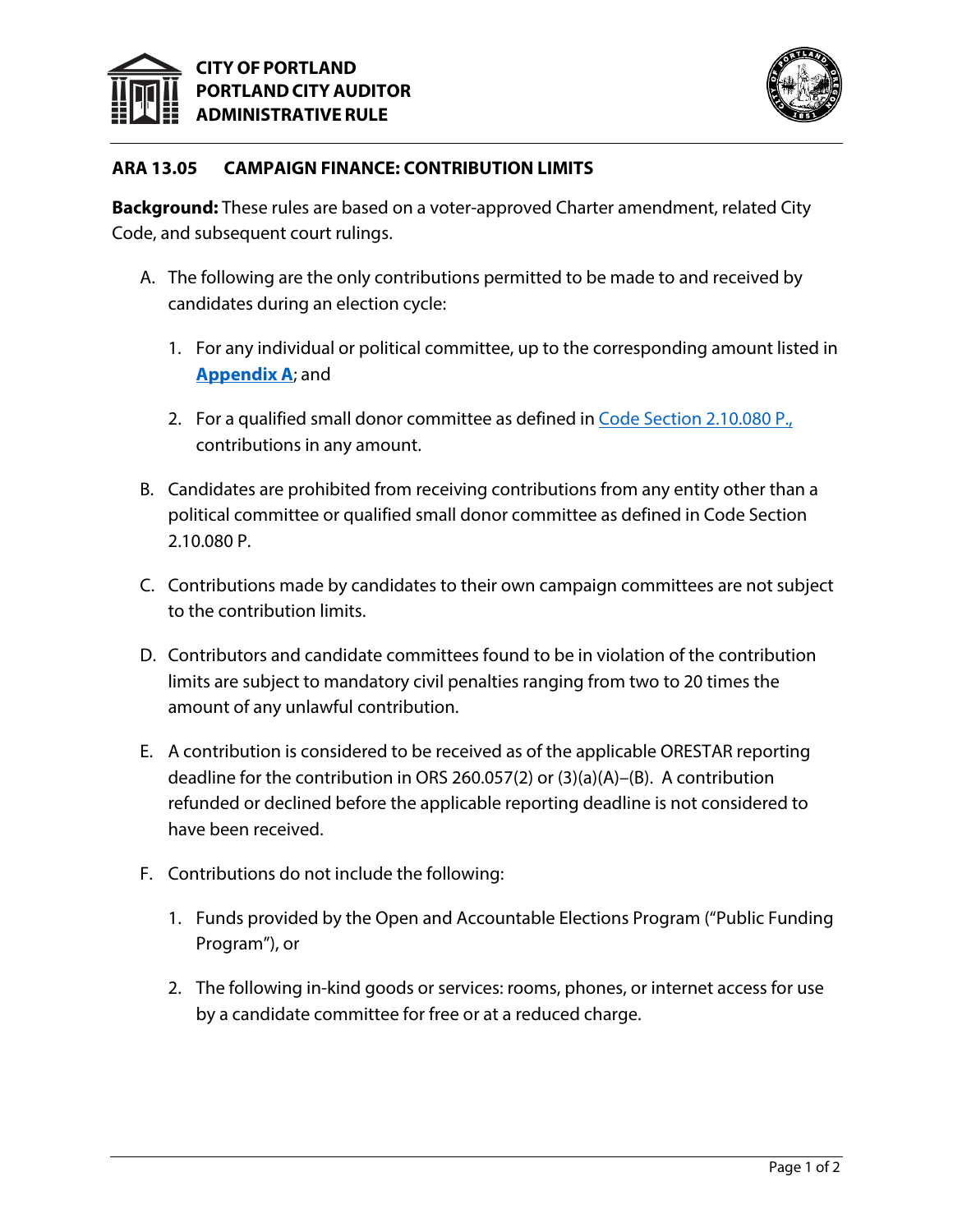**CITY OF PORTLAND**
**PORTLAND CITY AUDITOR**
**ADMINISTRATIVE RULE**

## ARA 13.05 CAMPAIGN FINANCE: CONTRIBUTION LIMITS

**Background:** These rules are based on a voter-approved Charter amendment, related City Code, and subsequent court rulings.

A. The following are the only contributions permitted to be made to and received by candidates during an election cycle:

   1. For any individual or political committee, up to the corresponding amount listed in **Appendix A**; and

   2. For a qualified small donor committee as defined in Code Section 2.10.080 P., contributions in any amount.

B. Candidates are prohibited from receiving contributions from any entity other than a political committee or qualified small donor committee as defined in Code Section 2.10.080 P.

C. Contributions made by candidates to their own campaign committees are not subject to the contribution limits.

D. Contributors and candidate committees found to be in violation of the contribution limits are subject to mandatory civil penalties ranging from two to 20 times the amount of any unlawful contribution.

E. A contribution is considered to be received as of the applicable ORESTAR reporting deadline for the contribution in ORS 260.057(2) or (3)(a)(A)–(B). A contribution refunded or declined before the applicable reporting deadline is not considered to have been received.

F. Contributions do not include the following:

   1. Funds provided by the Open and Accountable Elections Program ("Public Funding Program"), or

   2. The following in-kind goods or services: rooms, phones, or internet access for use by a candidate committee for free or at a reduced charge.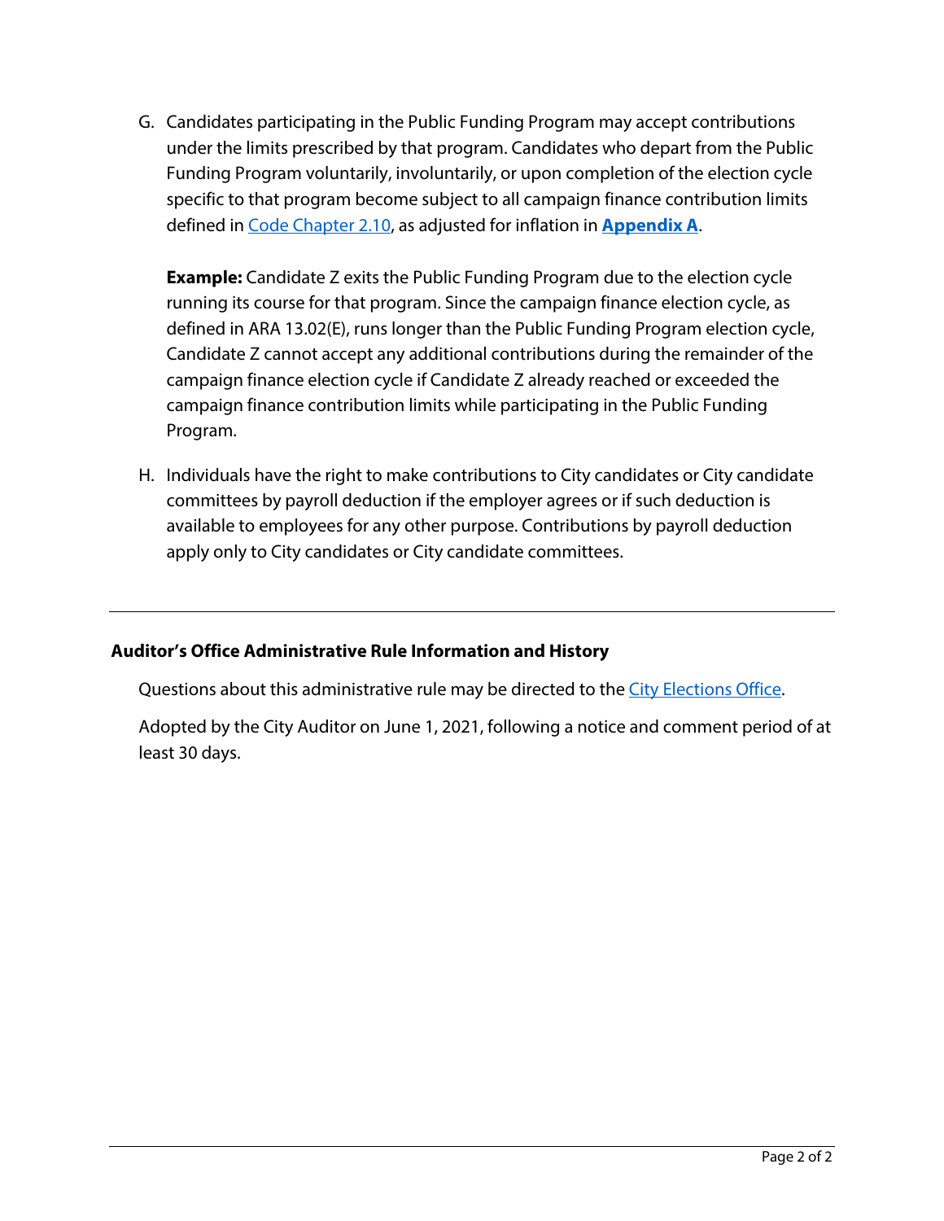G. Candidates participating in the Public Funding Program may accept contributions under the limits prescribed by that program. Candidates who depart from the Public Funding Program voluntarily, involuntarily, or upon completion of the election cycle specific to that program become subject to all campaign finance contribution limits defined in Code Chapter 2.10, as adjusted for inflation in **Appendix A**.

   **Example:** Candidate Z exits the Public Funding Program due to the election cycle running its course for that program. Since the campaign finance election cycle, as defined in ARA 13.02(E), runs longer than the Public Funding Program election cycle, Candidate Z cannot accept any additional contributions during the remainder of the campaign finance election cycle if Candidate Z already reached or exceeded the campaign finance contribution limits while participating in the Public Funding Program.

H. Individuals have the right to make contributions to City candidates or City candidate committees by payroll deduction if the employer agrees or if such deduction is available to employees for any other purpose. Contributions by payroll deduction apply only to City candidates or City candidate committees.

---

**Auditor's Office Administrative Rule Information and History**

Questions about this administrative rule may be directed to the City Elections Office.

Adopted by the City Auditor on June 1, 2021, following a notice and comment period of at least 30 days.